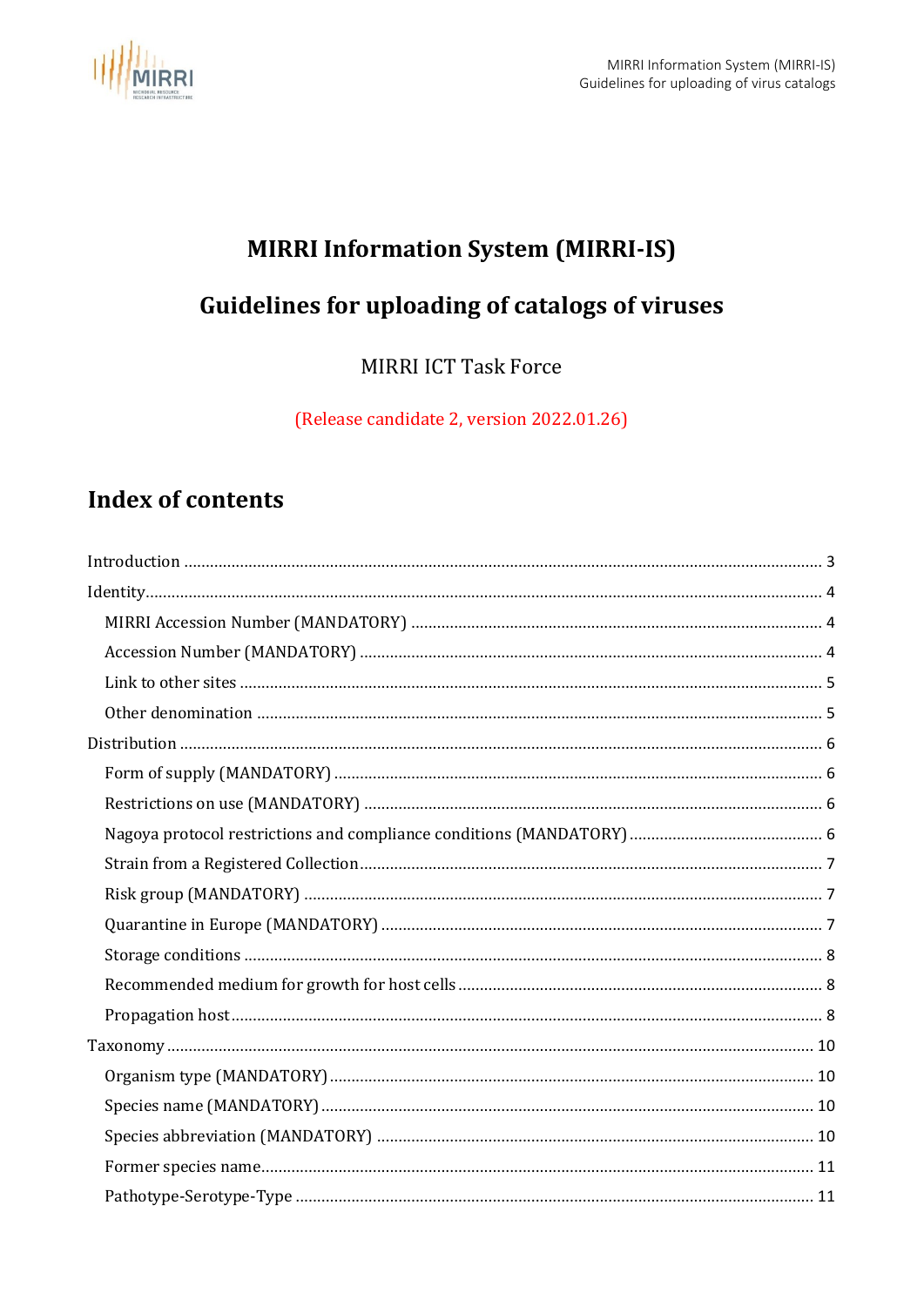# MIRRI Information System (MIRRI-IS)

# Guidelines for uploading of catalogs of viruses

MIRRI ICT Task Force

(Release candidate 2, version 2022.01.26)

## Index of contents

Introduction ........ 3

Identity ........ 4

- MIRRI Accession Number (MANDATORY) ........ 4
- Accession Number (MANDATORY) ........ 4
- Link to other sites ........ 5
- Other denomination ........ 5

Distribution ........ 6

- Form of supply (MANDATORY) ........ 6
- Restrictions on use (MANDATORY) ........ 6
- Nagoya protocol restrictions and compliance conditions (MANDATORY) ........ 6
- Strain from a Registered Collection ........ 7
- Risk group (MANDATORY) ........ 7
- Quarantine in Europe (MANDATORY) ........ 7
- Storage conditions ........ 8
- Recommended medium for growth for host cells ........ 8
- Propagation host ........ 8

Taxonomy ........ 10

- Organism type (MANDATORY) ........ 10
- Species name (MANDATORY) ........ 10
- Species abbreviation (MANDATORY) ........ 10
- Former species name ........ 11
- Pathotype-Serotype-Type ........ 11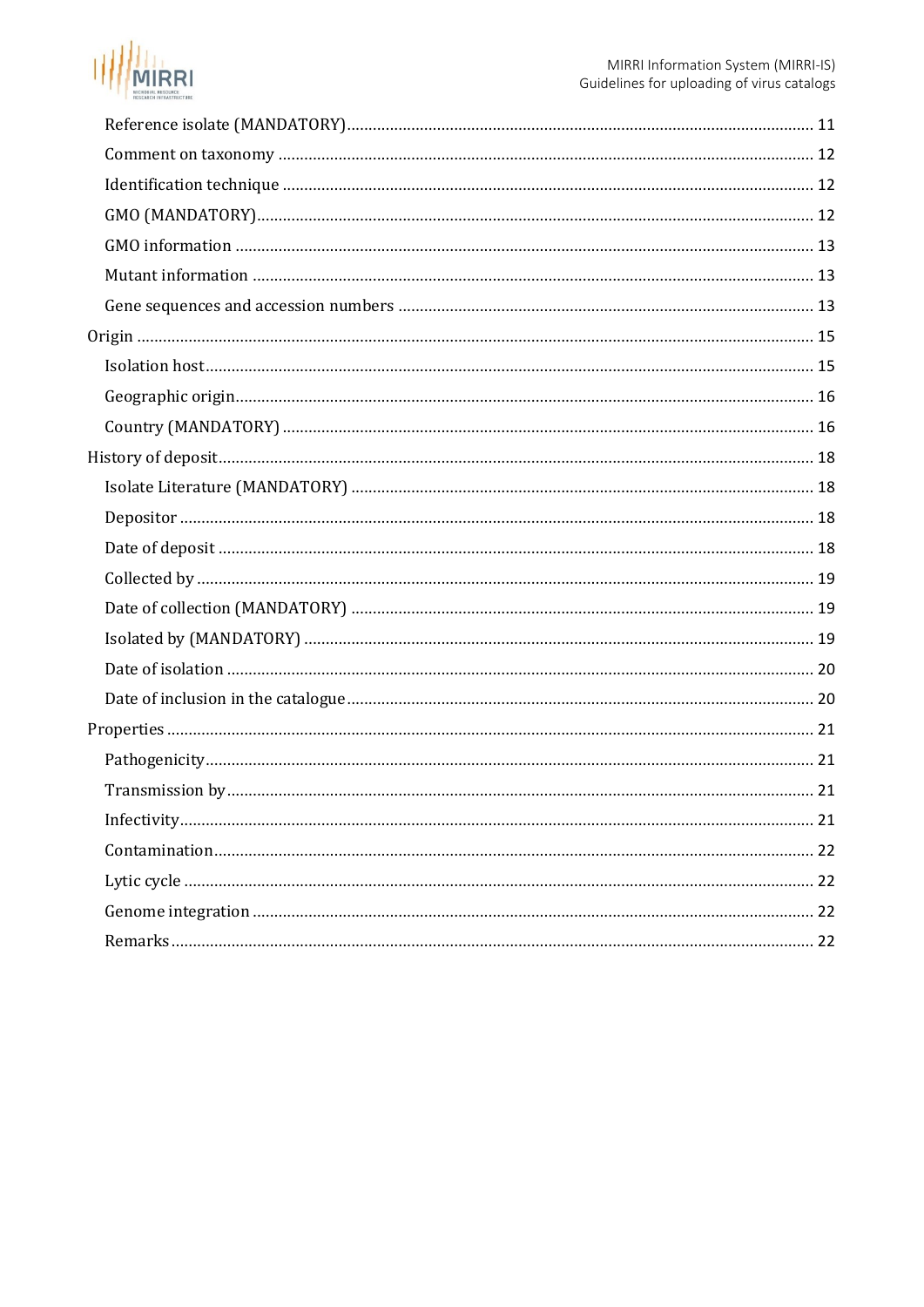- Reference isolate (MANDATORY) ........ 11
- Comment on taxonomy ........ 12
- Identification technique ........ 12
- GMO (MANDATORY) ........ 12
- GMO information ........ 13
- Mutant information ........ 13
- Gene sequences and accession numbers ........ 13

Origin ........ 15

- Isolation host ........ 15
- Geographic origin ........ 16
- Country (MANDATORY) ........ 16

History of deposit ........ 18

- Isolate Literature (MANDATORY) ........ 18
- Depositor ........ 18
- Date of deposit ........ 18
- Collected by ........ 19
- Date of collection (MANDATORY) ........ 19
- Isolated by (MANDATORY) ........ 19
- Date of isolation ........ 20
- Date of inclusion in the catalogue ........ 20

Properties ........ 21

- Pathogenicity ........ 21
- Transmission by ........ 21
- Infectivity ........ 21
- Contamination ........ 22
- Lytic cycle ........ 22
- Genome integration ........ 22
- Remarks ........ 22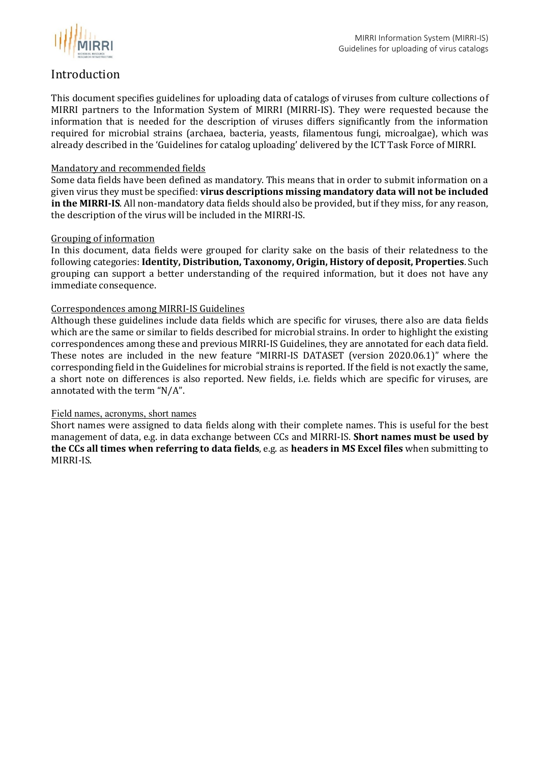# Introduction

This document specifies guidelines for uploading data of catalogs of viruses from culture collections of MIRRI partners to the Information System of MIRRI (MIRRI-IS). They were requested because the information that is needed for the description of viruses differs significantly from the information required for microbial strains (archaea, bacteria, yeasts, filamentous fungi, microalgae), which was already described in the 'Guidelines for catalog uploading' delivered by the ICT Task Force of MIRRI.

## Mandatory and recommended fields

Some data fields have been defined as mandatory. This means that in order to submit information on a given virus they must be specified: **virus descriptions missing mandatory data will not be included in the MIRRI-IS**. All non-mandatory data fields should also be provided, but if they miss, for any reason, the description of the virus will be included in the MIRRI-IS.

## Grouping of information

In this document, data fields were grouped for clarity sake on the basis of their relatedness to the following categories: **Identity, Distribution, Taxonomy, Origin, History of deposit, Properties**. Such grouping can support a better understanding of the required information, but it does not have any immediate consequence.

## Correspondences among MIRRI-IS Guidelines

Although these guidelines include data fields which are specific for viruses, there also are data fields which are the same or similar to fields described for microbial strains. In order to highlight the existing correspondences among these and previous MIRRI-IS Guidelines, they are annotated for each data field. These notes are included in the new feature "MIRRI-IS DATASET (version 2020.06.1)" where the corresponding field in the Guidelines for microbial strains is reported. If the field is not exactly the same, a short note on differences is also reported. New fields, i.e. fields which are specific for viruses, are annotated with the term "N/A".

## Field names, acronyms, short names

Short names were assigned to data fields along with their complete names. This is useful for the best management of data, e.g. in data exchange between CCs and MIRRI-IS. **Short names must be used by the CCs all times when referring to data fields**, e.g. as **headers in MS Excel files** when submitting to MIRRI-IS.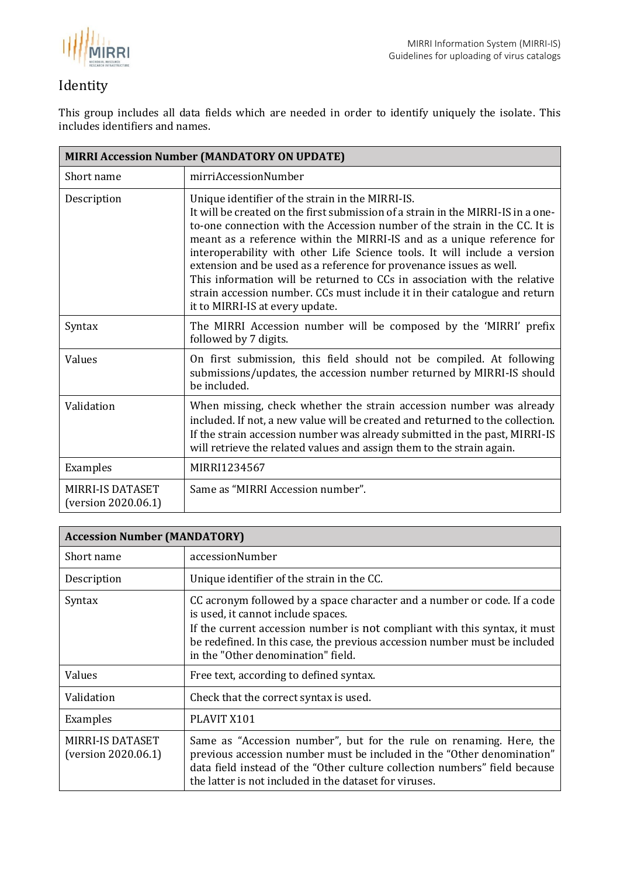## Identity

This group includes all data fields which are needed in order to identify uniquely the isolate. This includes identifiers and names.

| **MIRRI Accession Number (MANDATORY ON UPDATE)** | |
|---|---|
| Short name | mirriAccessionNumber |
| Description | Unique identifier of the strain in the MIRRI-IS. It will be created on the first submission of a strain in the MIRRI-IS in a one-to-one connection with the Accession number of the strain in the CC. It is meant as a reference within the MIRRI-IS and as a unique reference for interoperability with other Life Science tools. It will include a version extension and be used as a reference for provenance issues as well. This information will be returned to CCs in association with the relative strain accession number. CCs must include it in their catalogue and return it to MIRRI-IS at every update. |
| Syntax | The MIRRI Accession number will be composed by the 'MIRRI' prefix followed by 7 digits. |
| Values | On first submission, this field should not be compiled. At following submissions/updates, the accession number returned by MIRRI-IS should be included. |
| Validation | When missing, check whether the strain accession number was already included. If not, a new value will be created and returned to the collection. If the strain accession number was already submitted in the past, MIRRI-IS will retrieve the related values and assign them to the strain again. |
| Examples | MIRRI1234567 |
| MIRRI-IS DATASET (version 2020.06.1) | Same as "MIRRI Accession number". |

| **Accession Number (MANDATORY)** | |
|---|---|
| Short name | accessionNumber |
| Description | Unique identifier of the strain in the CC. |
| Syntax | CC acronym followed by a space character and a number or code. If a code is used, it cannot include spaces. If the current accession number is not compliant with this syntax, it must be redefined. In this case, the previous accession number must be included in the "Other denomination" field. |
| Values | Free text, according to defined syntax. |
| Validation | Check that the correct syntax is used. |
| Examples | PLAVIT X101 |
| MIRRI-IS DATASET (version 2020.06.1) | Same as "Accession number", but for the rule on renaming. Here, the previous accession number must be included in the "Other denomination" data field instead of the "Other culture collection numbers" field because the latter is not included in the dataset for viruses. |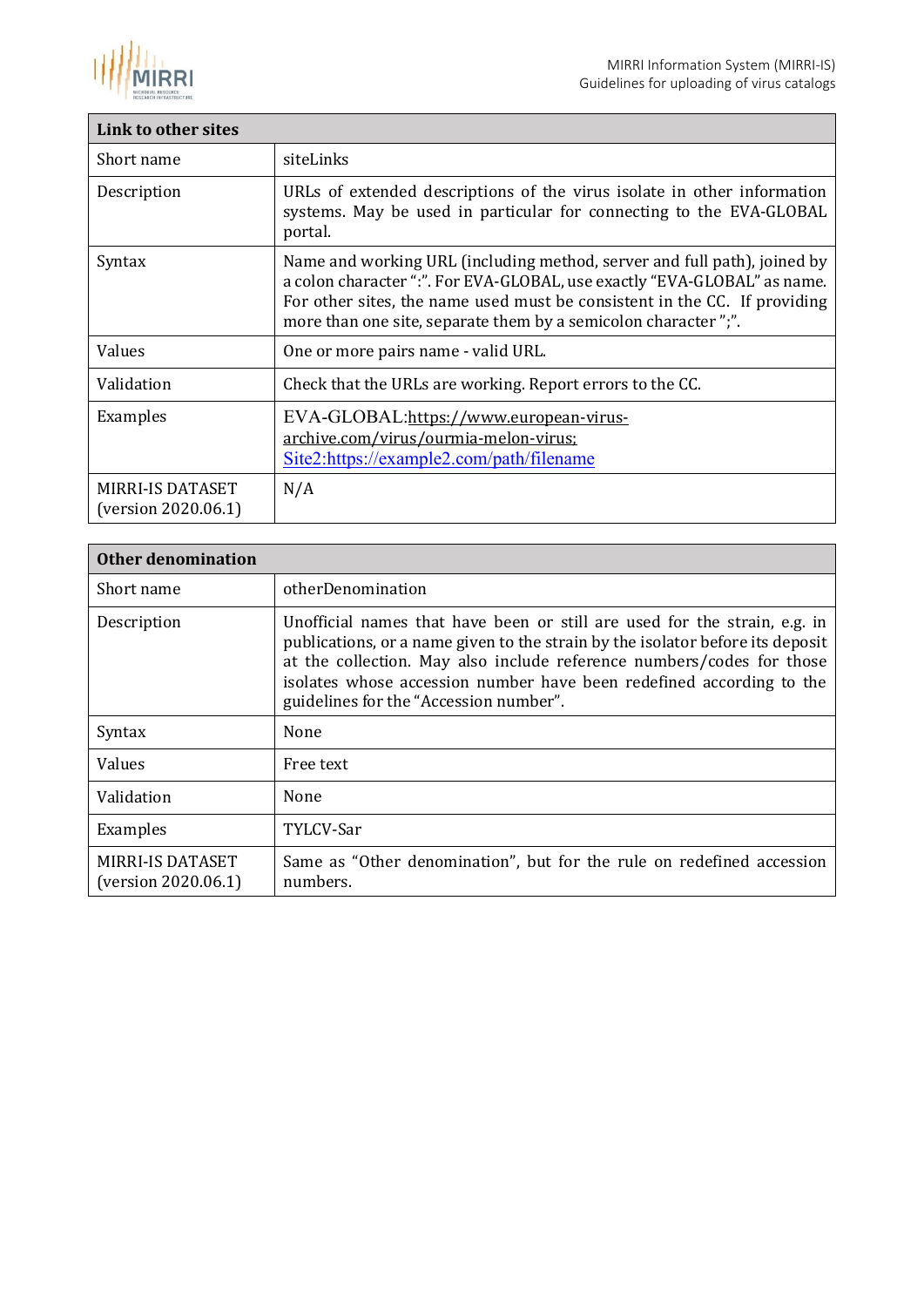| Link to other sites | |
|---|---|
| Short name | siteLinks |
| Description | URLs of extended descriptions of the virus isolate in other information systems. May be used in particular for connecting to the EVA-GLOBAL portal. |
| Syntax | Name and working URL (including method, server and full path), joined by a colon character ":". For EVA-GLOBAL, use exactly "EVA-GLOBAL" as name. For other sites, the name used must be consistent in the CC. If providing more than one site, separate them by a semicolon character ";". |
| Values | One or more pairs name - valid URL. |
| Validation | Check that the URLs are working. Report errors to the CC. |
| Examples | EVA-GLOBAL:https://www.european-virus-archive.com/virus/ourmia-melon-virus; Site2:https://example2.com/path/filename |
| MIRRI-IS DATASET (version 2020.06.1) | N/A |

| Other denomination | |
|---|---|
| Short name | otherDenomination |
| Description | Unofficial names that have been or still are used for the strain, e.g. in publications, or a name given to the strain by the isolator before its deposit at the collection. May also include reference numbers/codes for those isolates whose accession number have been redefined according to the guidelines for the "Accession number". |
| Syntax | None |
| Values | Free text |
| Validation | None |
| Examples | TYLCV-Sar |
| MIRRI-IS DATASET (version 2020.06.1) | Same as "Other denomination", but for the rule on redefined accession numbers. |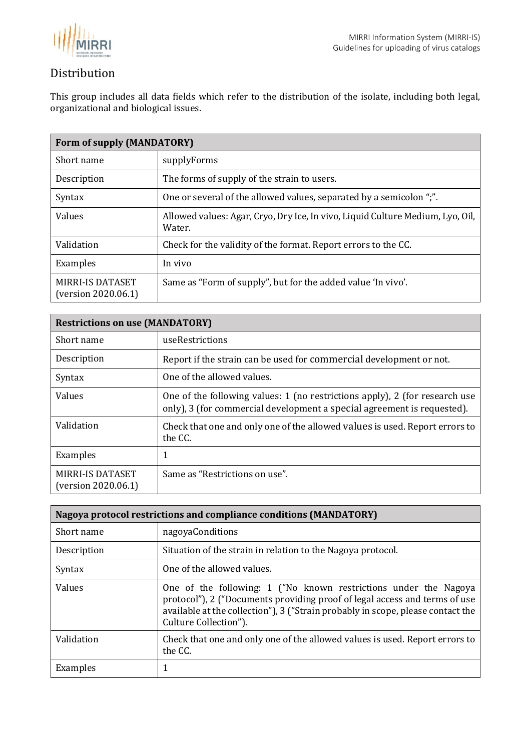## Distribution

This group includes all data fields which refer to the distribution of the isolate, including both legal, organizational and biological issues.

| **Form of supply (MANDATORY)** | |
|---|---|
| Short name | supplyForms |
| Description | The forms of supply of the strain to users. |
| Syntax | One or several of the allowed values, separated by a semicolon ";". |
| Values | Allowed values: Agar, Cryo, Dry Ice, In vivo, Liquid Culture Medium, Lyo, Oil, Water. |
| Validation | Check for the validity of the format. Report errors to the CC. |
| Examples | In vivo |
| MIRRI-IS DATASET (version 2020.06.1) | Same as "Form of supply", but for the added value 'In vivo'. |

| **Restrictions on use (MANDATORY)** | |
|---|---|
| Short name | useRestrictions |
| Description | Report if the strain can be used for commercial development or not. |
| Syntax | One of the allowed values. |
| Values | One of the following values: 1 (no restrictions apply), 2 (for research use only), 3 (for commercial development a special agreement is requested). |
| Validation | Check that one and only one of the allowed values is used. Report errors to the CC. |
| Examples | 1 |
| MIRRI-IS DATASET (version 2020.06.1) | Same as "Restrictions on use". |

| **Nagoya protocol restrictions and compliance conditions (MANDATORY)** | |
|---|---|
| Short name | nagoyaConditions |
| Description | Situation of the strain in relation to the Nagoya protocol. |
| Syntax | One of the allowed values. |
| Values | One of the following: 1 ("No known restrictions under the Nagoya protocol"), 2 ("Documents providing proof of legal access and terms of use available at the collection"), 3 ("Strain probably in scope, please contact the Culture Collection"). |
| Validation | Check that one and only one of the allowed values is used. Report errors to the CC. |
| Examples | 1 |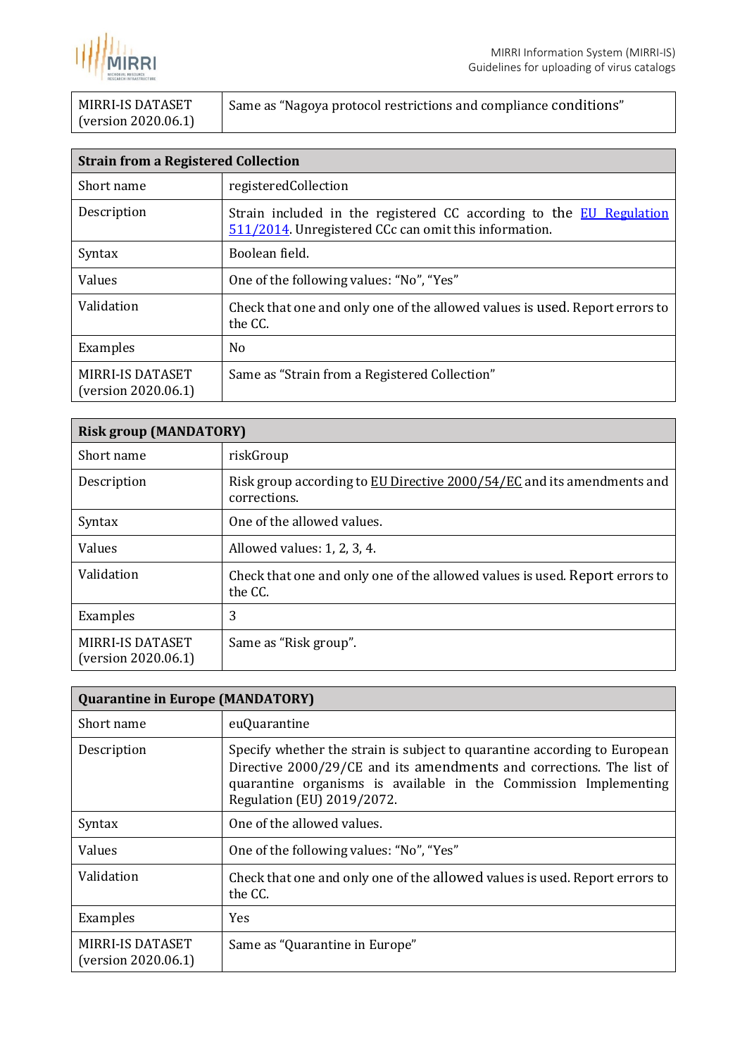| MIRRI-IS DATASET (version 2020.06.1) | Same as “Nagoya protocol restrictions and compliance conditions” |
|---|---|

| **Strain from a Registered Collection** | |
|---|---|
| Short name | registeredCollection |
| Description | Strain included in the registered CC according to the [EU Regulation 511/2014](). Unregistered CCc can omit this information. |
| Syntax | Boolean field. |
| Values | One of the following values: “No”, “Yes” |
| Validation | Check that one and only one of the allowed values is used. Report errors to the CC. |
| Examples | No |
| MIRRI-IS DATASET (version 2020.06.1) | Same as “Strain from a Registered Collection” |

| **Risk group (MANDATORY)** | |
|---|---|
| Short name | riskGroup |
| Description | Risk group according to EU Directive 2000/54/EC and its amendments and corrections. |
| Syntax | One of the allowed values. |
| Values | Allowed values: 1, 2, 3, 4. |
| Validation | Check that one and only one of the allowed values is used. Report errors to the CC. |
| Examples | 3 |
| MIRRI-IS DATASET (version 2020.06.1) | Same as “Risk group”. |

| **Quarantine in Europe (MANDATORY)** | |
|---|---|
| Short name | euQuarantine |
| Description | Specify whether the strain is subject to quarantine according to European Directive 2000/29/CE and its amendments and corrections. The list of quarantine organisms is available in the Commission Implementing Regulation (EU) 2019/2072. |
| Syntax | One of the allowed values. |
| Values | One of the following values: “No”, “Yes” |
| Validation | Check that one and only one of the allowed values is used. Report errors to the CC. |
| Examples | Yes |
| MIRRI-IS DATASET (version 2020.06.1) | Same as “Quarantine in Europe” |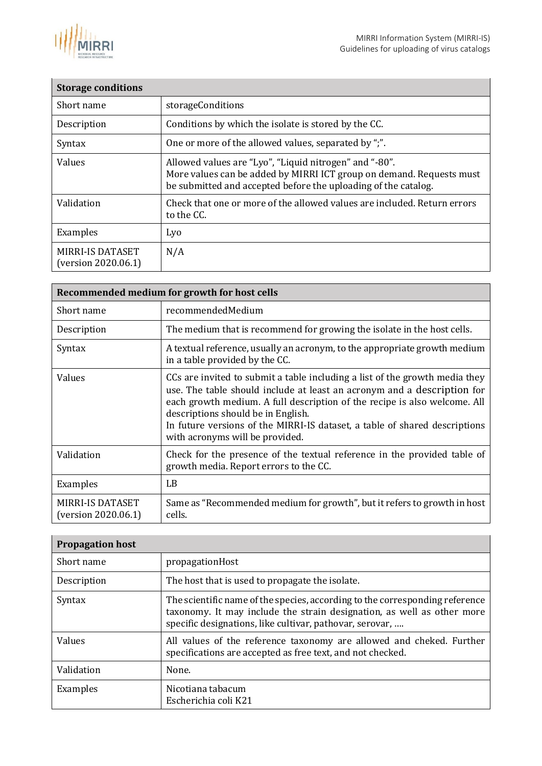| **Storage conditions** | |
|---|---|
| Short name | storageConditions |
| Description | Conditions by which the isolate is stored by the CC. |
| Syntax | One or more of the allowed values, separated by ";". |
| Values | Allowed values are "Lyo", "Liquid nitrogen" and "-80".<br>More values can be added by MIRRI ICT group on demand. Requests must be submitted and accepted before the uploading of the catalog. |
| Validation | Check that one or more of the allowed values are included. Return errors to the CC. |
| Examples | Lyo |
| MIRRI-IS DATASET (version 2020.06.1) | N/A |

| **Recommended medium for growth for host cells** | |
|---|---|
| Short name | recommendedMedium |
| Description | The medium that is recommend for growing the isolate in the host cells. |
| Syntax | A textual reference, usually an acronym, to the appropriate growth medium in a table provided by the CC. |
| Values | CCs are invited to submit a table including a list of the growth media they use. The table should include at least an acronym and a description for each growth medium. A full description of the recipe is also welcome. All descriptions should be in English.<br>In future versions of the MIRRI-IS dataset, a table of shared descriptions with acronyms will be provided. |
| Validation | Check for the presence of the textual reference in the provided table of growth media. Report errors to the CC. |
| Examples | LB |
| MIRRI-IS DATASET (version 2020.06.1) | Same as "Recommended medium for growth", but it refers to growth in host cells. |

| **Propagation host** | |
|---|---|
| Short name | propagationHost |
| Description | The host that is used to propagate the isolate. |
| Syntax | The scientific name of the species, according to the corresponding reference taxonomy. It may include the strain designation, as well as other more specific designations, like cultivar, pathovar, serovar, …. |
| Values | All values of the reference taxonomy are allowed and cheked. Further specifications are accepted as free text, and not checked. |
| Validation | None. |
| Examples | Nicotiana tabacum<br>Escherichia coli K21 |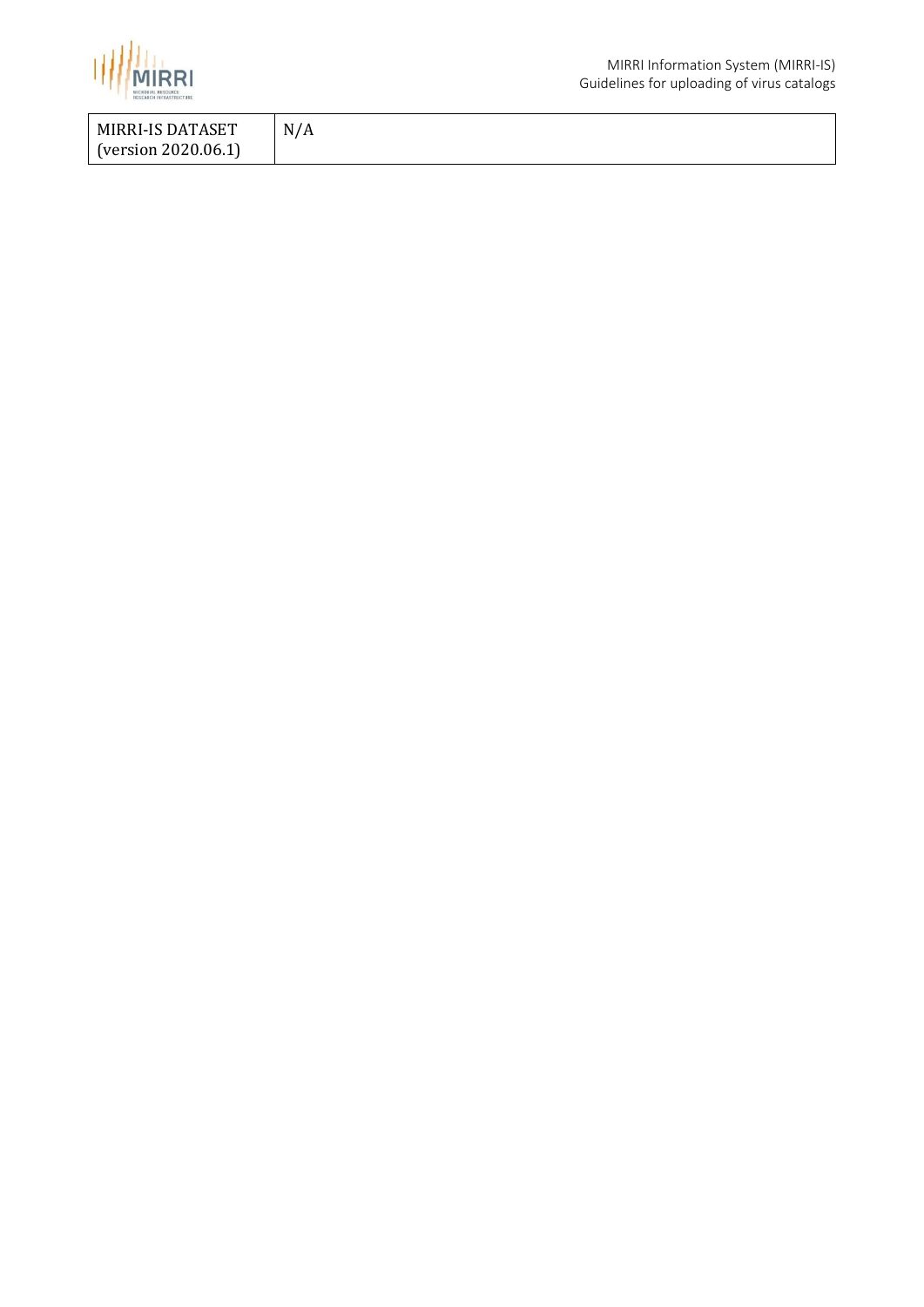| MIRRI-IS DATASET (version 2020.06.1) | N/A |
|---|---|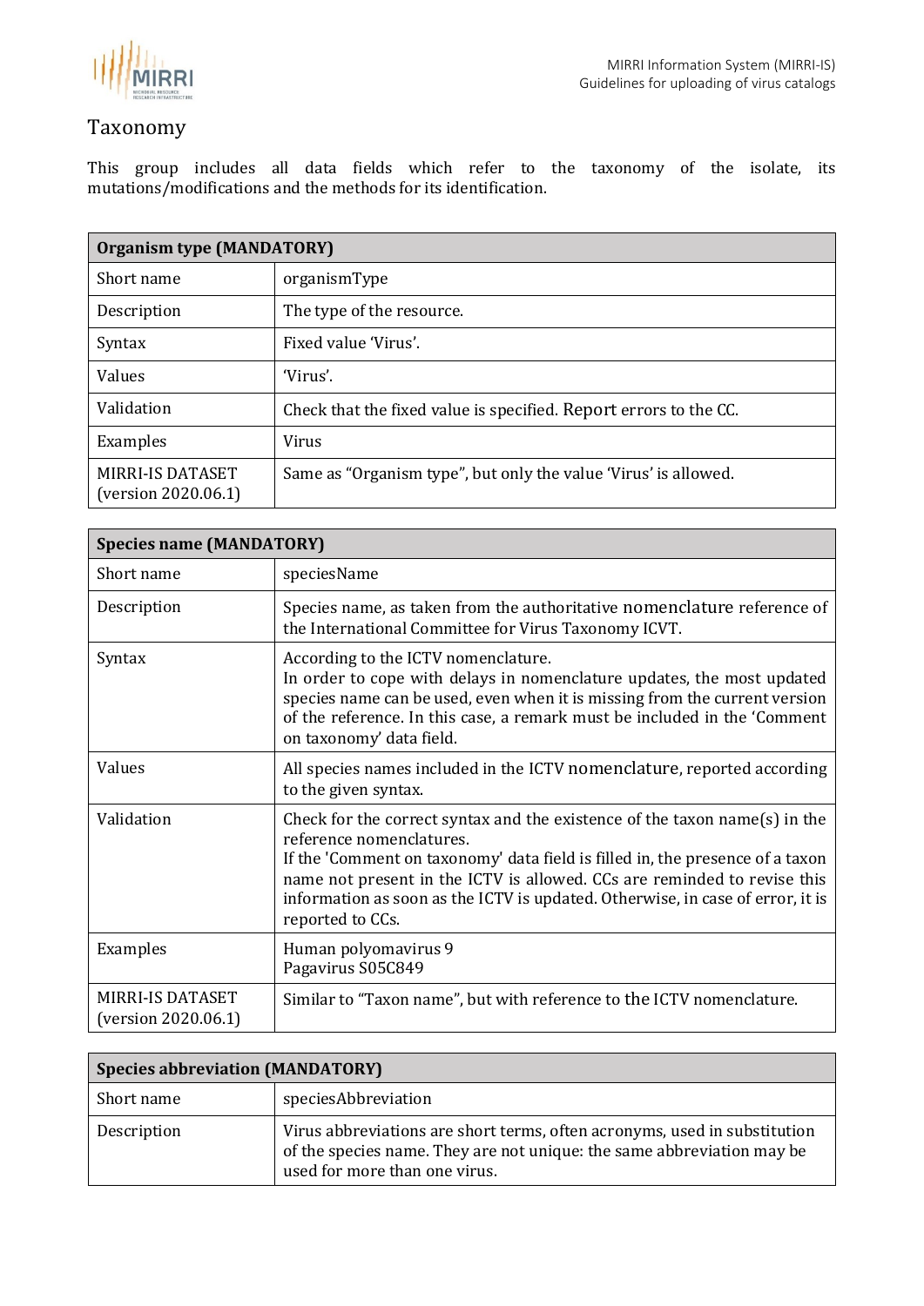## Taxonomy

This group includes all data fields which refer to the taxonomy of the isolate, its mutations/modifications and the methods for its identification.

| Organism type (MANDATORY) | |
|---|---|
| Short name | organismType |
| Description | The type of the resource. |
| Syntax | Fixed value 'Virus'. |
| Values | 'Virus'. |
| Validation | Check that the fixed value is specified. Report errors to the CC. |
| Examples | Virus |
| MIRRI-IS DATASET (version 2020.06.1) | Same as "Organism type", but only the value 'Virus' is allowed. |

| Species name (MANDATORY) | |
|---|---|
| Short name | speciesName |
| Description | Species name, as taken from the authoritative nomenclature reference of the International Committee for Virus Taxonomy ICVT. |
| Syntax | According to the ICTV nomenclature.<br>In order to cope with delays in nomenclature updates, the most updated species name can be used, even when it is missing from the current version of the reference. In this case, a remark must be included in the 'Comment on taxonomy' data field. |
| Values | All species names included in the ICTV nomenclature, reported according to the given syntax. |
| Validation | Check for the correct syntax and the existence of the taxon name(s) in the reference nomenclatures.<br>If the 'Comment on taxonomy' data field is filled in, the presence of a taxon name not present in the ICTV is allowed. CCs are reminded to revise this information as soon as the ICTV is updated. Otherwise, in case of error, it is reported to CCs. |
| Examples | Human polyomavirus 9<br>Pagavirus S05C849 |
| MIRRI-IS DATASET (version 2020.06.1) | Similar to "Taxon name", but with reference to the ICTV nomenclature. |

| Species abbreviation (MANDATORY) | |
|---|---|
| Short name | speciesAbbreviation |
| Description | Virus abbreviations are short terms, often acronyms, used in substitution of the species name. They are not unique: the same abbreviation may be used for more than one virus. |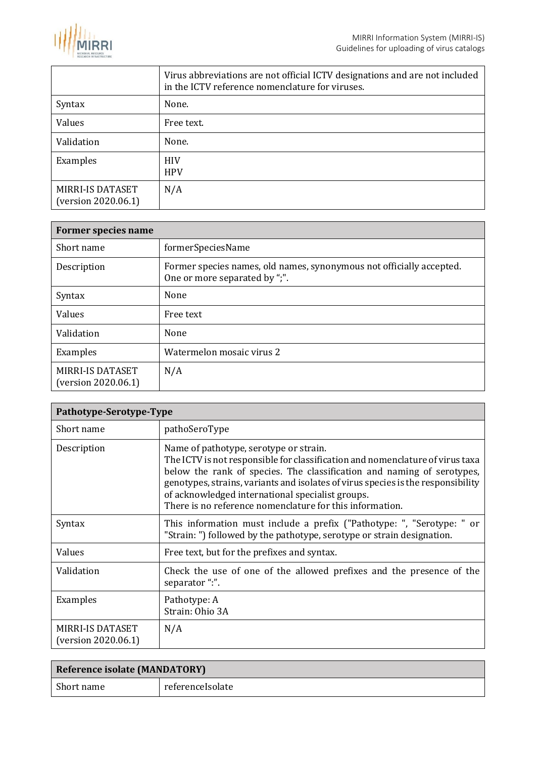| | |
|---|---|
| | Virus abbreviations are not official ICTV designations and are not included in the ICTV reference nomenclature for viruses. |
| Syntax | None. |
| Values | Free text. |
| Validation | None. |
| Examples | HIV<br>HPV |
| MIRRI-IS DATASET (version 2020.06.1) | N/A |

| **Former species name** | |
|---|---|
| Short name | formerSpeciesName |
| Description | Former species names, old names, synonymous not officially accepted. One or more separated by ";". |
| Syntax | None |
| Values | Free text |
| Validation | None |
| Examples | Watermelon mosaic virus 2 |
| MIRRI-IS DATASET (version 2020.06.1) | N/A |

| **Pathotype-Serotype-Type** | |
|---|---|
| Short name | pathoSeroType |
| Description | Name of pathotype, serotype or strain.<br>The ICTV is not responsible for classification and nomenclature of virus taxa below the rank of species. The classification and naming of serotypes, genotypes, strains, variants and isolates of virus species is the responsibility of acknowledged international specialist groups.<br>There is no reference nomenclature for this information. |
| Syntax | This information must include a prefix ("Pathotype: ", "Serotype: " or "Strain: ") followed by the pathotype, serotype or strain designation. |
| Values | Free text, but for the prefixes and syntax. |
| Validation | Check the use of one of the allowed prefixes and the presence of the separator ":". |
| Examples | Pathotype: A<br>Strain: Ohio 3A |
| MIRRI-IS DATASET (version 2020.06.1) | N/A |

| **Reference isolate (MANDATORY)** | |
|---|---|
| Short name | referenceIsolate |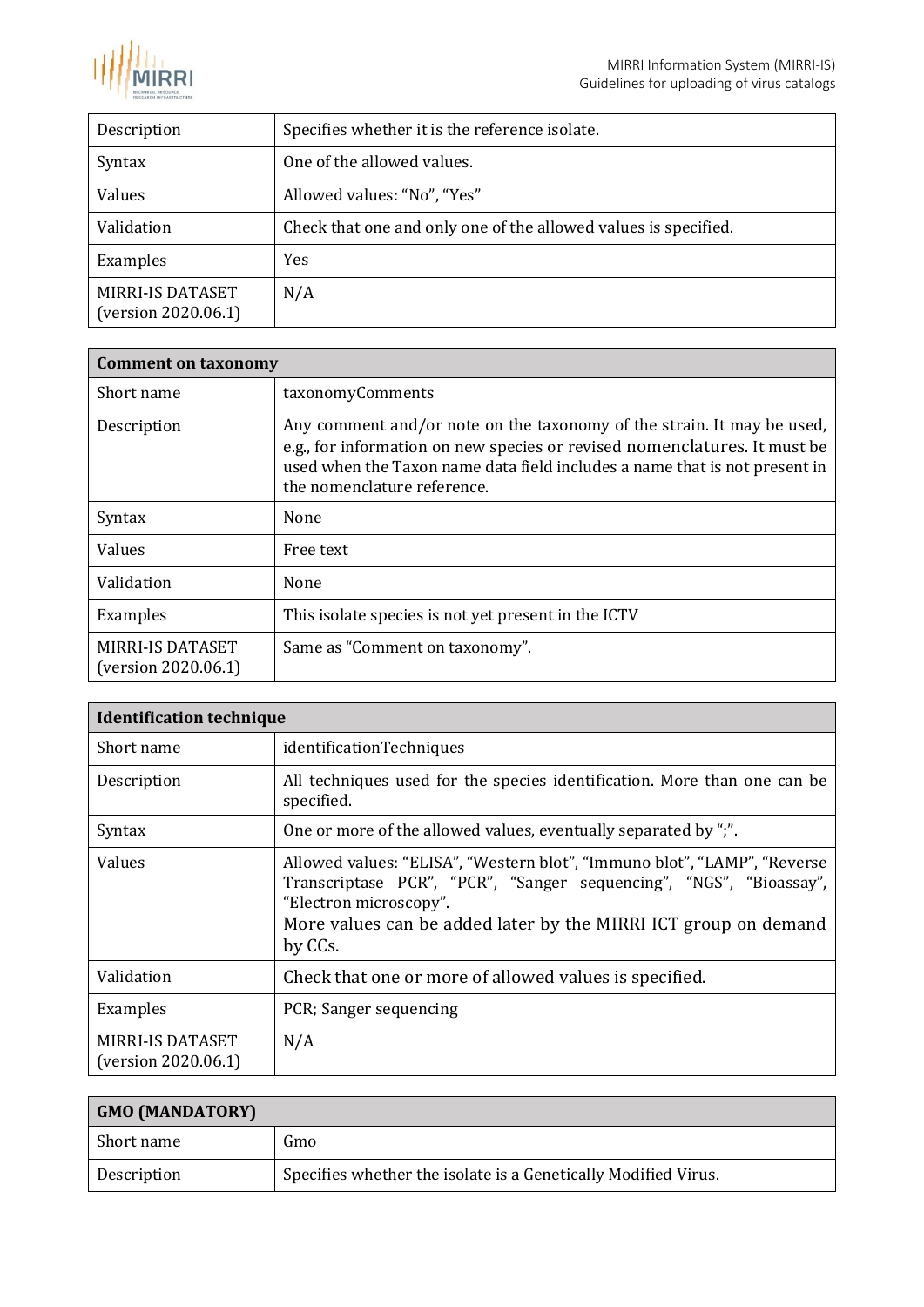| | |
|---|---|
| Description | Specifies whether it is the reference isolate. |
| Syntax | One of the allowed values. |
| Values | Allowed values: “No”, “Yes” |
| Validation | Check that one and only one of the allowed values is specified. |
| Examples | Yes |
| MIRRI-IS DATASET (version 2020.06.1) | N/A |

| **Comment on taxonomy** | |
|---|---|
| Short name | taxonomyComments |
| Description | Any comment and/or note on the taxonomy of the strain. It may be used, e.g., for information on new species or revised nomenclatures. It must be used when the Taxon name data field includes a name that is not present in the nomenclature reference. |
| Syntax | None |
| Values | Free text |
| Validation | None |
| Examples | This isolate species is not yet present in the ICTV |
| MIRRI-IS DATASET (version 2020.06.1) | Same as “Comment on taxonomy”. |

| **Identification technique** | |
|---|---|
| Short name | identificationTechniques |
| Description | All techniques used for the species identification. More than one can be specified. |
| Syntax | One or more of the allowed values, eventually separated by “;”. |
| Values | Allowed values: “ELISA”, “Western blot”, “Immuno blot”, “LAMP”, “Reverse Transcriptase PCR”, “PCR”, “Sanger sequencing”, “NGS”, “Bioassay”, “Electron microscopy”. More values can be added later by the MIRRI ICT group on demand by CCs. |
| Validation | Check that one or more of allowed values is specified. |
| Examples | PCR; Sanger sequencing |
| MIRRI-IS DATASET (version 2020.06.1) | N/A |

| **GMO (MANDATORY)** | |
|---|---|
| Short name | Gmo |
| Description | Specifies whether the isolate is a Genetically Modified Virus. |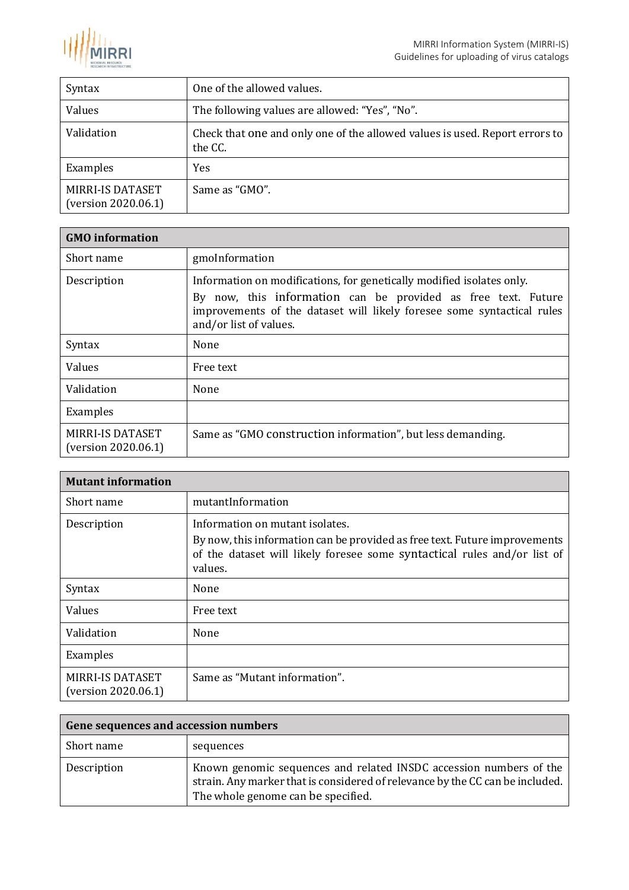| | |
|---|---|
| Syntax | One of the allowed values. |
| Values | The following values are allowed: “Yes”, “No”. |
| Validation | Check that one and only one of the allowed values is used. Report errors to the CC. |
| Examples | Yes |
| MIRRI-IS DATASET (version 2020.06.1) | Same as “GMO”. |

| **GMO information** | |
|---|---|
| Short name | gmoInformation |
| Description | Information on modifications, for genetically modified isolates only. By now, this information can be provided as free text. Future improvements of the dataset will likely foresee some syntactical rules and/or list of values. |
| Syntax | None |
| Values | Free text |
| Validation | None |
| Examples | |
| MIRRI-IS DATASET (version 2020.06.1) | Same as “GMO construction information”, but less demanding. |

| **Mutant information** | |
|---|---|
| Short name | mutantInformation |
| Description | Information on mutant isolates. By now, this information can be provided as free text. Future improvements of the dataset will likely foresee some syntactical rules and/or list of values. |
| Syntax | None |
| Values | Free text |
| Validation | None |
| Examples | |
| MIRRI-IS DATASET (version 2020.06.1) | Same as “Mutant information”. |

| **Gene sequences and accession numbers** | |
|---|---|
| Short name | sequences |
| Description | Known genomic sequences and related INSDC accession numbers of the strain. Any marker that is considered of relevance by the CC can be included. The whole genome can be specified. |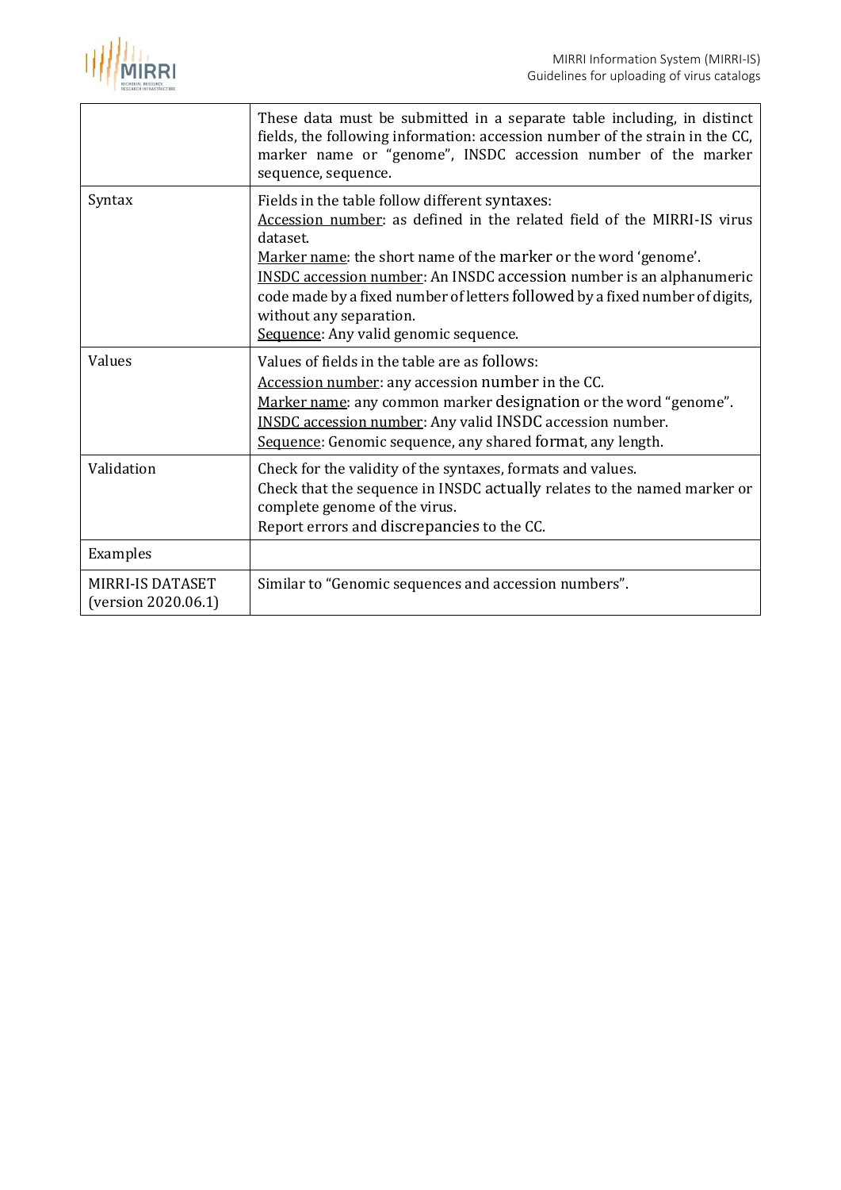|  |  |
| --- | --- |
|  | These data must be submitted in a separate table including, in distinct fields, the following information: accession number of the strain in the CC, marker name or "genome", INSDC accession number of the marker sequence, sequence. |
| Syntax | Fields in the table follow different syntaxes:<br>Accession number: as defined in the related field of the MIRRI-IS virus dataset.<br>Marker name: the short name of the marker or the word 'genome'.<br>INSDC accession number: An INSDC accession number is an alphanumeric code made by a fixed number of letters followed by a fixed number of digits, without any separation.<br>Sequence: Any valid genomic sequence. |
| Values | Values of fields in the table are as follows:<br>Accession number: any accession number in the CC.<br>Marker name: any common marker designation or the word "genome".<br>INSDC accession number: Any valid INSDC accession number.<br>Sequence: Genomic sequence, any shared format, any length. |
| Validation | Check for the validity of the syntaxes, formats and values.<br>Check that the sequence in INSDC actually relates to the named marker or complete genome of the virus.<br>Report errors and discrepancies to the CC. |
| Examples |  |
| MIRRI-IS DATASET (version 2020.06.1) | Similar to "Genomic sequences and accession numbers". |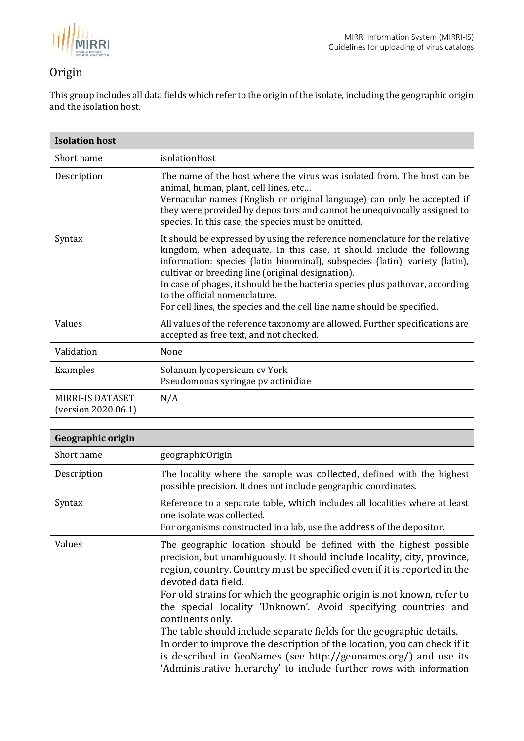## Origin

This group includes all data fields which refer to the origin of the isolate, including the geographic origin and the isolation host.

| **Isolation host** | |
|---|---|
| Short name | isolationHost |
| Description | The name of the host where the virus was isolated from. The host can be animal, human, plant, cell lines, etc… <br>Vernacular names (English or original language) can only be accepted if they were provided by depositors and cannot be unequivocally assigned to species. In this case, the species must be omitted. |
| Syntax | It should be expressed by using the reference nomenclature for the relative kingdom, when adequate. In this case, it should include the following information: species (latin binominal), subspecies (latin), variety (latin), cultivar or breeding line (original designation). <br>In case of phages, it should be the bacteria species plus pathovar, according to the official nomenclature. <br>For cell lines, the species and the cell line name should be specified. |
| Values | All values of the reference taxonomy are allowed. Further specifications are accepted as free text, and not checked. |
| Validation | None |
| Examples | Solanum lycopersicum cv York <br>Pseudomonas syringae pv actinidiae |
| MIRRI-IS DATASET (version 2020.06.1) | N/A |

| **Geographic origin** | |
|---|---|
| Short name | geographicOrigin |
| Description | The locality where the sample was collected, defined with the highest possible precision. It does not include geographic coordinates. |
| Syntax | Reference to a separate table, which includes all localities where at least one isolate was collected. <br>For organisms constructed in a lab, use the address of the depositor. |
| Values | The geographic location should be defined with the highest possible precision, but unambiguously. It should include locality, city, province, region, country. Country must be specified even if it is reported in the devoted data field. <br>For old strains for which the geographic origin is not known, refer to the special locality 'Unknown'. Avoid specifying countries and continents only. <br>The table should include separate fields for the geographic details. <br>In order to improve the description of the location, you can check if it is described in GeoNames (see http://geonames.org/) and use its 'Administrative hierarchy' to include further rows with information |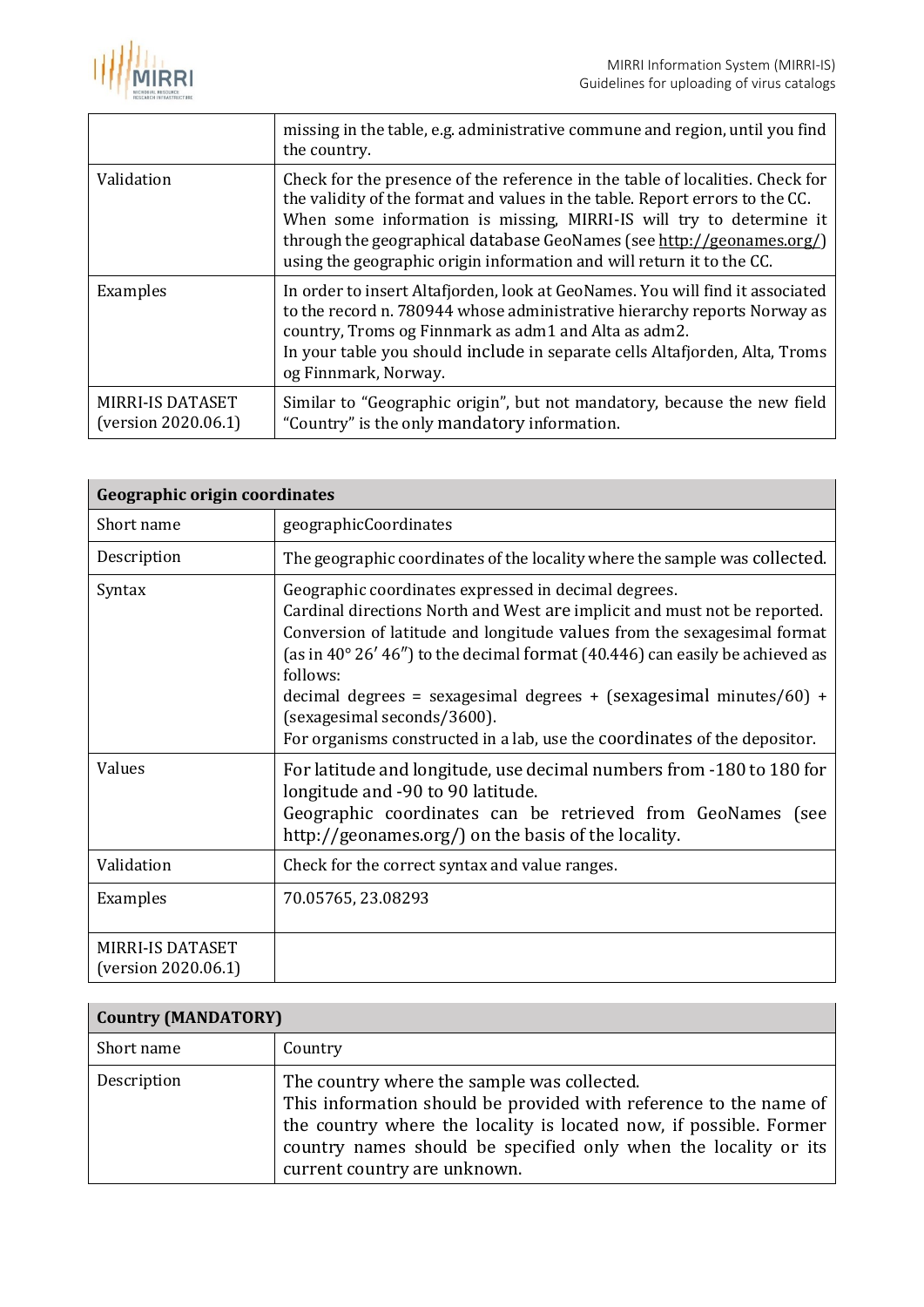|  |  |
| --- | --- |
|  | missing in the table, e.g. administrative commune and region, until you find the country. |
| Validation | Check for the presence of the reference in the table of localities. Check for the validity of the format and values in the table. Report errors to the CC. When some information is missing, MIRRI-IS will try to determine it through the geographical database GeoNames (see http://geonames.org/) using the geographic origin information and will return it to the CC. |
| Examples | In order to insert Altafjorden, look at GeoNames. You will find it associated to the record n. 780944 whose administrative hierarchy reports Norway as country, Troms og Finnmark as adm1 and Alta as adm2. In your table you should include in separate cells Altafjorden, Alta, Troms og Finnmark, Norway. |
| MIRRI-IS DATASET (version 2020.06.1) | Similar to "Geographic origin", but not mandatory, because the new field "Country" is the only mandatory information. |

| **Geographic origin coordinates** |  |
| --- | --- |
| Short name | geographicCoordinates |
| Description | The geographic coordinates of the locality where the sample was collected. |
| Syntax | Geographic coordinates expressed in decimal degrees. Cardinal directions North and West are implicit and must not be reported. Conversion of latitude and longitude values from the sexagesimal format (as in 40° 26′ 46″) to the decimal format (40.446) can easily be achieved as follows: decimal degrees = sexagesimal degrees + (sexagesimal minutes/60) + (sexagesimal seconds/3600). For organisms constructed in a lab, use the coordinates of the depositor. |
| Values | For latitude and longitude, use decimal numbers from -180 to 180 for longitude and -90 to 90 latitude. Geographic coordinates can be retrieved from GeoNames (see http://geonames.org/) on the basis of the locality. |
| Validation | Check for the correct syntax and value ranges. |
| Examples | 70.05765, 23.08293 |
| MIRRI-IS DATASET (version 2020.06.1) |  |

| **Country (MANDATORY)** |  |
| --- | --- |
| Short name | Country |
| Description | The country where the sample was collected. This information should be provided with reference to the name of the country where the locality is located now, if possible. Former country names should be specified only when the locality or its current country are unknown. |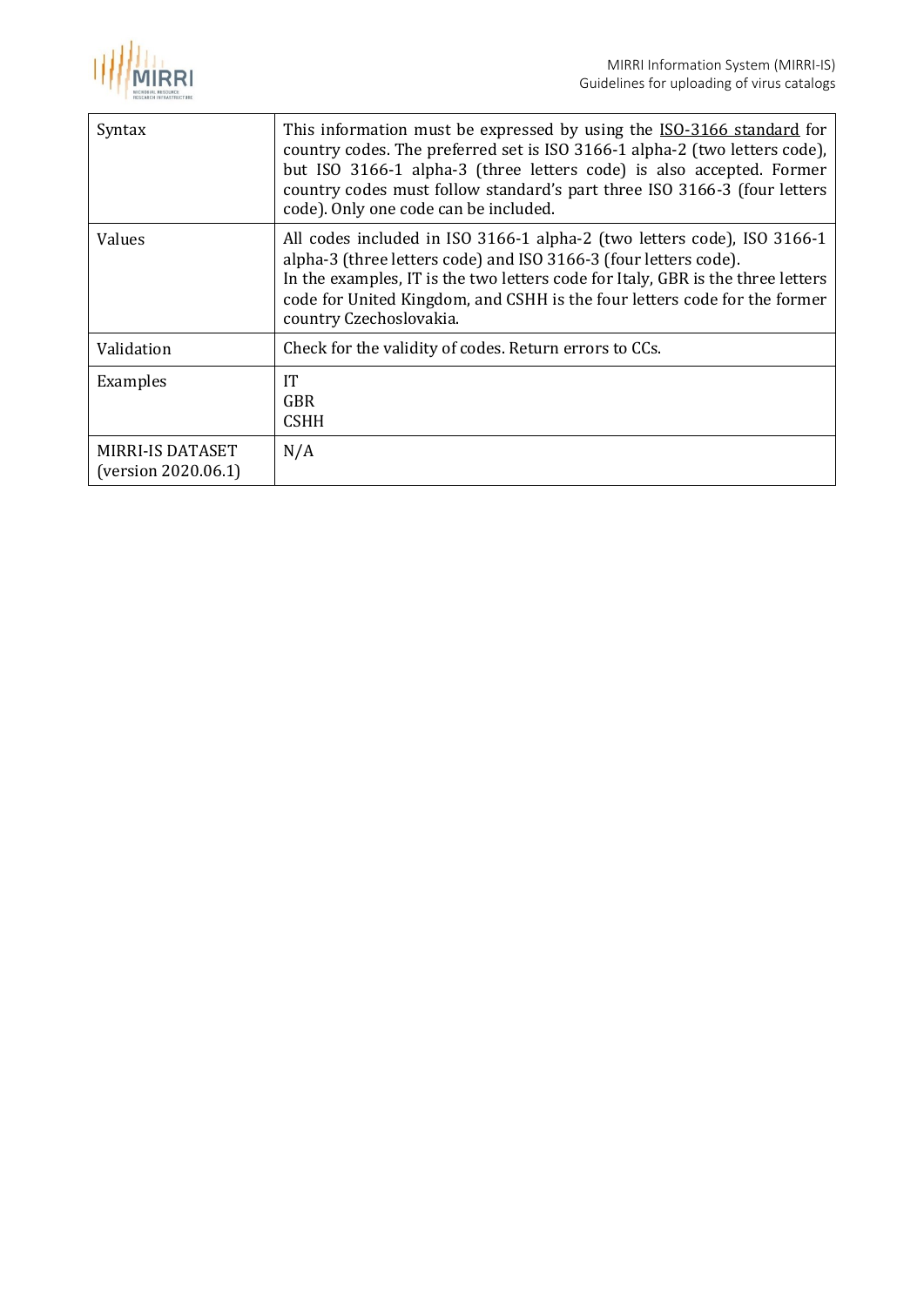| | |
|---|---|
| Syntax | This information must be expressed by using the ISO-3166 standard for country codes. The preferred set is ISO 3166-1 alpha-2 (two letters code), but ISO 3166-1 alpha-3 (three letters code) is also accepted. Former country codes must follow standard's part three ISO 3166-3 (four letters code). Only one code can be included. |
| Values | All codes included in ISO 3166-1 alpha-2 (two letters code), ISO 3166-1 alpha-3 (three letters code) and ISO 3166-3 (four letters code).<br>In the examples, IT is the two letters code for Italy, GBR is the three letters code for United Kingdom, and CSHH is the four letters code for the former country Czechoslovakia. |
| Validation | Check for the validity of codes. Return errors to CCs. |
| Examples | IT<br>GBR<br>CSHH |
| MIRRI-IS DATASET (version 2020.06.1) | N/A |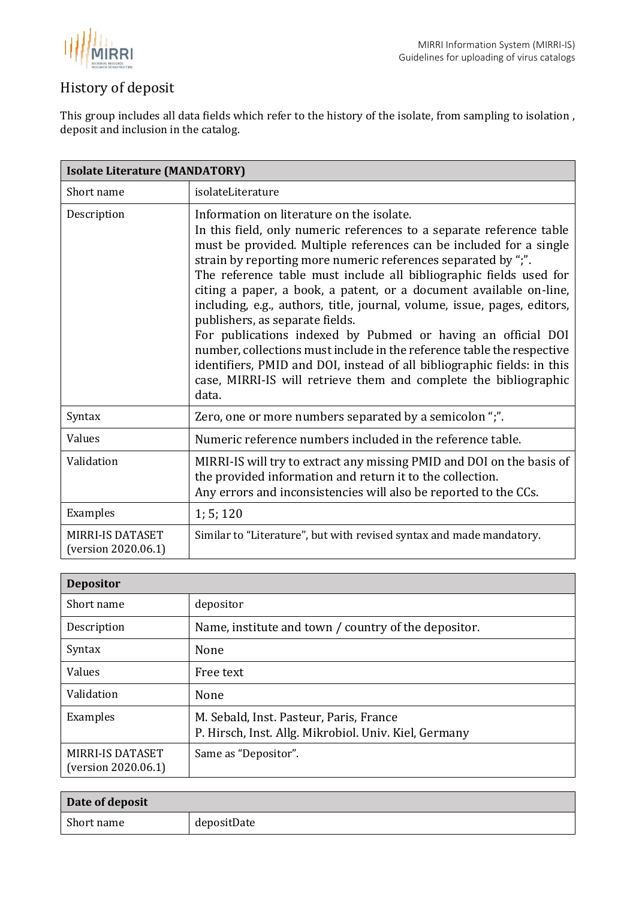## History of deposit

This group includes all data fields which refer to the history of the isolate, from sampling to isolation , deposit and inclusion in the catalog.

| Isolate Literature (MANDATORY) | |
|---|---|
| Short name | isolateLiterature |
| Description | Information on literature on the isolate.<br>In this field, only numeric references to a separate reference table must be provided. Multiple references can be included for a single strain by reporting more numeric references separated by ";".<br>The reference table must include all bibliographic fields used for citing a paper, a book, a patent, or a document available on-line, including, e.g., authors, title, journal, volume, issue, pages, editors, publishers, as separate fields.<br>For publications indexed by Pubmed or having an official DOI number, collections must include in the reference table the respective identifiers, PMID and DOI, instead of all bibliographic fields: in this case, MIRRI-IS will retrieve them and complete the bibliographic data. |
| Syntax | Zero, one or more numbers separated by a semicolon ";". |
| Values | Numeric reference numbers included in the reference table. |
| Validation | MIRRI-IS will try to extract any missing PMID and DOI on the basis of the provided information and return it to the collection.<br>Any errors and inconsistencies will also be reported to the CCs. |
| Examples | 1; 5; 120 |
| MIRRI-IS DATASET (version 2020.06.1) | Similar to "Literature", but with revised syntax and made mandatory. |

| Depositor | |
|---|---|
| Short name | depositor |
| Description | Name, institute and town / country of the depositor. |
| Syntax | None |
| Values | Free text |
| Validation | None |
| Examples | M. Sebald, Inst. Pasteur, Paris, France<br>P. Hirsch, Inst. Allg. Mikrobiol. Univ. Kiel, Germany |
| MIRRI-IS DATASET (version 2020.06.1) | Same as "Depositor". |

| Date of deposit | |
|---|---|
| Short name | depositDate |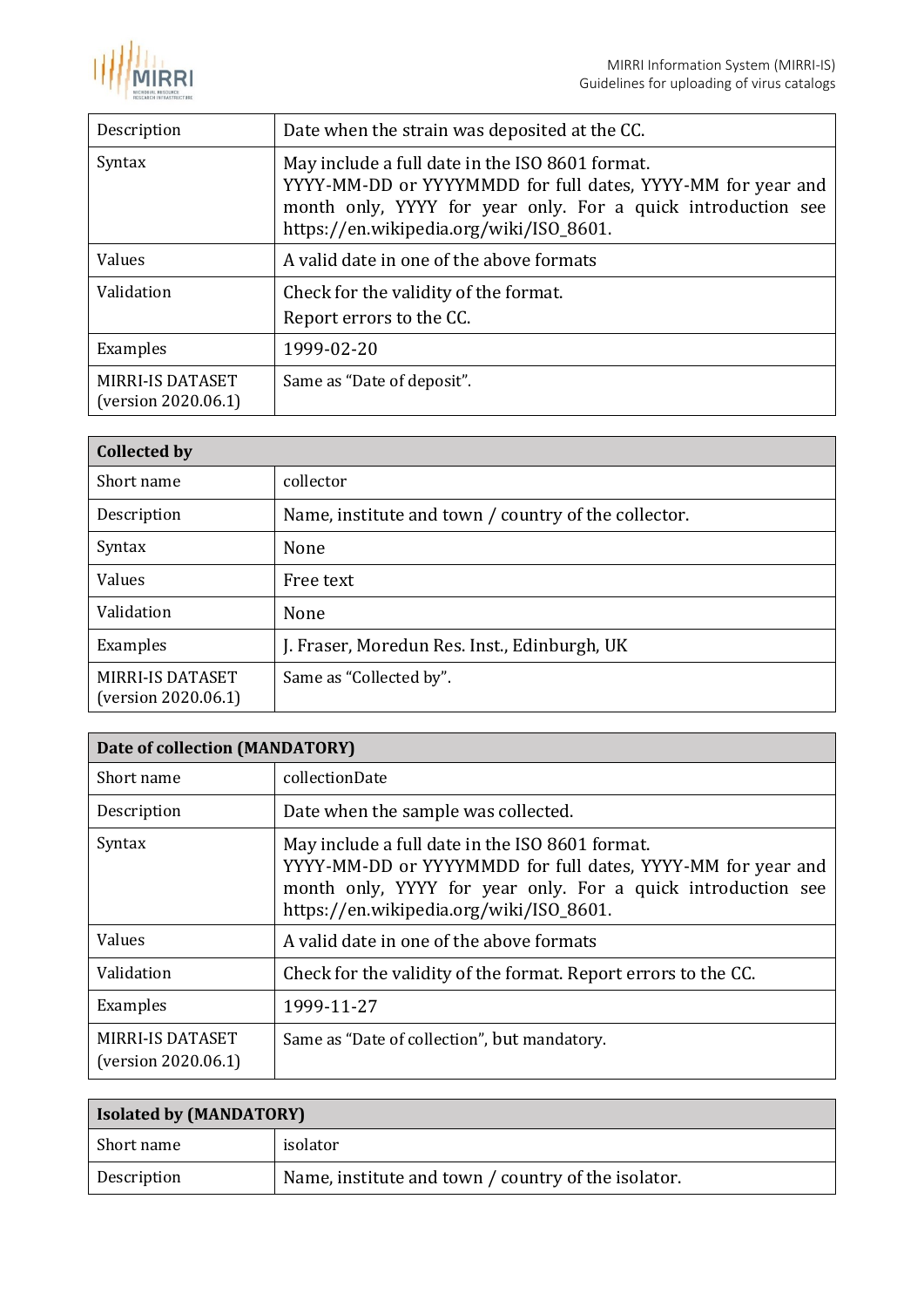| | |
|---|---|
| Description | Date when the strain was deposited at the CC. |
| Syntax | May include a full date in the ISO 8601 format. YYYY-MM-DD or YYYYMMDD for full dates, YYYY-MM for year and month only, YYYY for year only. For a quick introduction see https://en.wikipedia.org/wiki/ISO_8601. |
| Values | A valid date in one of the above formats |
| Validation | Check for the validity of the format. Report errors to the CC. |
| Examples | 1999-02-20 |
| MIRRI-IS DATASET (version 2020.06.1) | Same as "Date of deposit". |

| **Collected by** | |
|---|---|
| Short name | collector |
| Description | Name, institute and town / country of the collector. |
| Syntax | None |
| Values | Free text |
| Validation | None |
| Examples | J. Fraser, Moredun Res. Inst., Edinburgh, UK |
| MIRRI-IS DATASET (version 2020.06.1) | Same as "Collected by". |

| **Date of collection (MANDATORY)** | |
|---|---|
| Short name | collectionDate |
| Description | Date when the sample was collected. |
| Syntax | May include a full date in the ISO 8601 format. YYYY-MM-DD or YYYYMMDD for full dates, YYYY-MM for year and month only, YYYY for year only. For a quick introduction see https://en.wikipedia.org/wiki/ISO_8601. |
| Values | A valid date in one of the above formats |
| Validation | Check for the validity of the format. Report errors to the CC. |
| Examples | 1999-11-27 |
| MIRRI-IS DATASET (version 2020.06.1) | Same as "Date of collection", but mandatory. |

| **Isolated by (MANDATORY)** | |
|---|---|
| Short name | isolator |
| Description | Name, institute and town / country of the isolator. |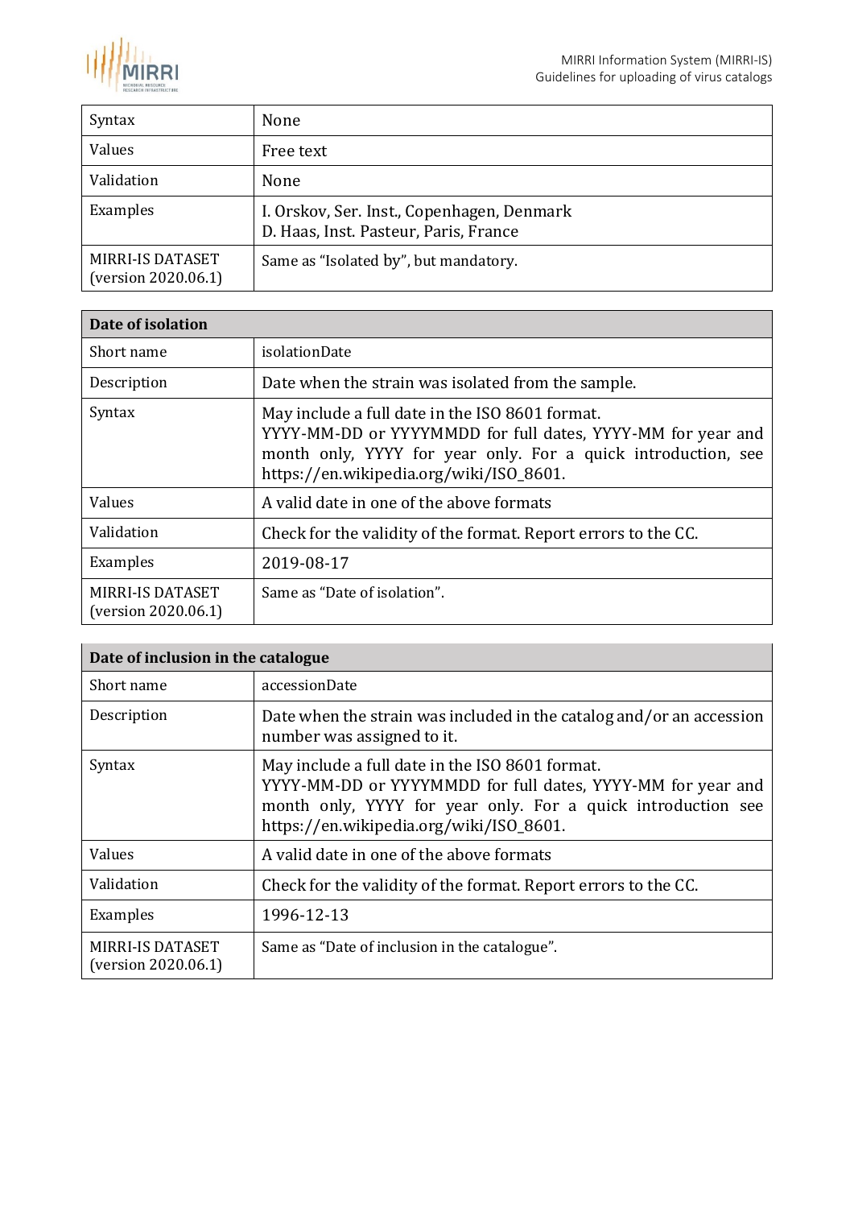| Syntax | None |
|---|---|
| Values | Free text |
| Validation | None |
| Examples | I. Orskov, Ser. Inst., Copenhagen, Denmark<br>D. Haas, Inst. Pasteur, Paris, France |
| MIRRI-IS DATASET (version 2020.06.1) | Same as "Isolated by", but mandatory. |

| Date of isolation | |
|---|---|
| Short name | isolationDate |
| Description | Date when the strain was isolated from the sample. |
| Syntax | May include a full date in the ISO 8601 format.<br>YYYY-MM-DD or YYYYMMDD for full dates, YYYY-MM for year and month only, YYYY for year only. For a quick introduction, see https://en.wikipedia.org/wiki/ISO_8601. |
| Values | A valid date in one of the above formats |
| Validation | Check for the validity of the format. Report errors to the CC. |
| Examples | 2019-08-17 |
| MIRRI-IS DATASET (version 2020.06.1) | Same as "Date of isolation". |

| Date of inclusion in the catalogue | |
|---|---|
| Short name | accessionDate |
| Description | Date when the strain was included in the catalog and/or an accession number was assigned to it. |
| Syntax | May include a full date in the ISO 8601 format.<br>YYYY-MM-DD or YYYYMMDD for full dates, YYYY-MM for year and month only, YYYY for year only. For a quick introduction see https://en.wikipedia.org/wiki/ISO_8601. |
| Values | A valid date in one of the above formats |
| Validation | Check for the validity of the format. Report errors to the CC. |
| Examples | 1996-12-13 |
| MIRRI-IS DATASET (version 2020.06.1) | Same as "Date of inclusion in the catalogue". |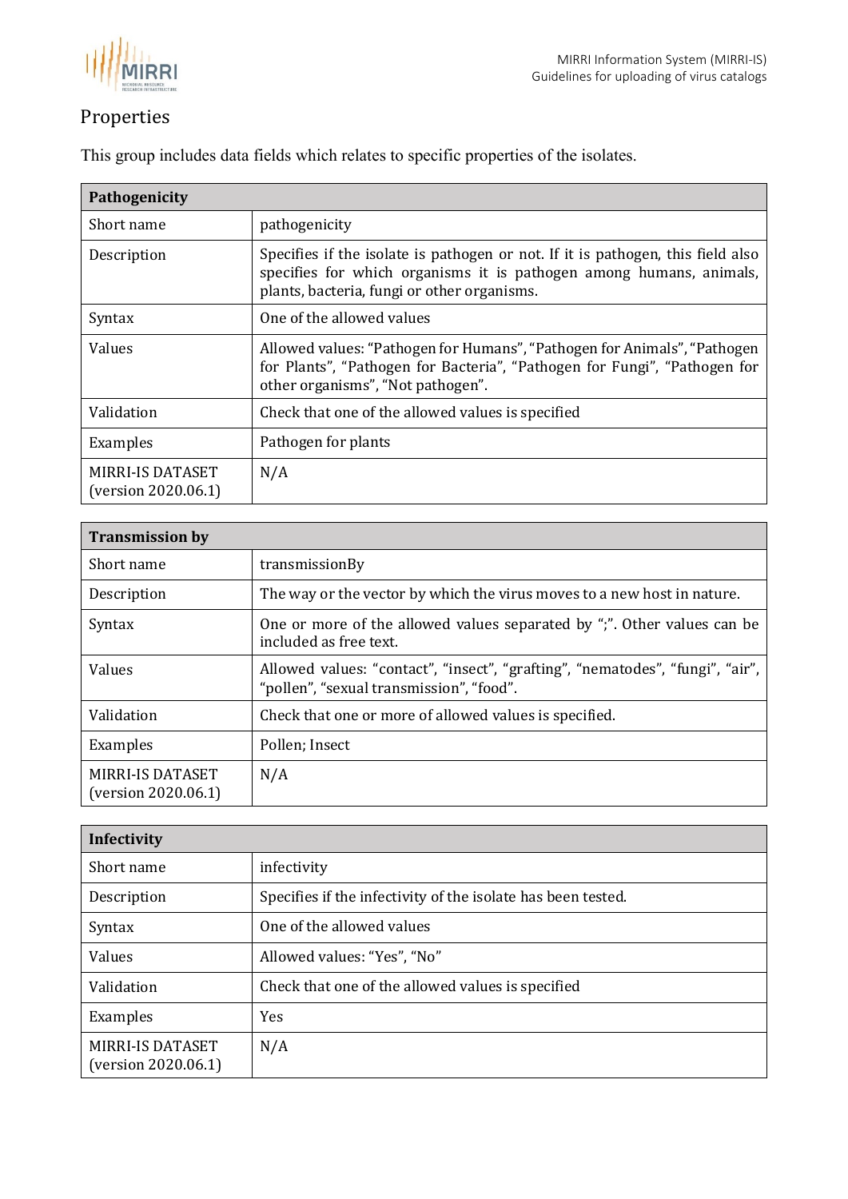## Properties

This group includes data fields which relates to specific properties of the isolates.

| Pathogenicity | |
|---|---|
| Short name | pathogenicity |
| Description | Specifies if the isolate is pathogen or not. If it is pathogen, this field also specifies for which organisms it is pathogen among humans, animals, plants, bacteria, fungi or other organisms. |
| Syntax | One of the allowed values |
| Values | Allowed values: "Pathogen for Humans", "Pathogen for Animals", "Pathogen for Plants", "Pathogen for Bacteria", "Pathogen for Fungi", "Pathogen for other organisms", "Not pathogen". |
| Validation | Check that one of the allowed values is specified |
| Examples | Pathogen for plants |
| MIRRI-IS DATASET (version 2020.06.1) | N/A |

| Transmission by | |
|---|---|
| Short name | transmissionBy |
| Description | The way or the vector by which the virus moves to a new host in nature. |
| Syntax | One or more of the allowed values separated by ";". Other values can be included as free text. |
| Values | Allowed values: "contact", "insect", "grafting", "nematodes", "fungi", "air", "pollen", "sexual transmission", "food". |
| Validation | Check that one or more of allowed values is specified. |
| Examples | Pollen; Insect |
| MIRRI-IS DATASET (version 2020.06.1) | N/A |

| Infectivity | |
|---|---|
| Short name | infectivity |
| Description | Specifies if the infectivity of the isolate has been tested. |
| Syntax | One of the allowed values |
| Values | Allowed values: "Yes", "No" |
| Validation | Check that one of the allowed values is specified |
| Examples | Yes |
| MIRRI-IS DATASET (version 2020.06.1) | N/A |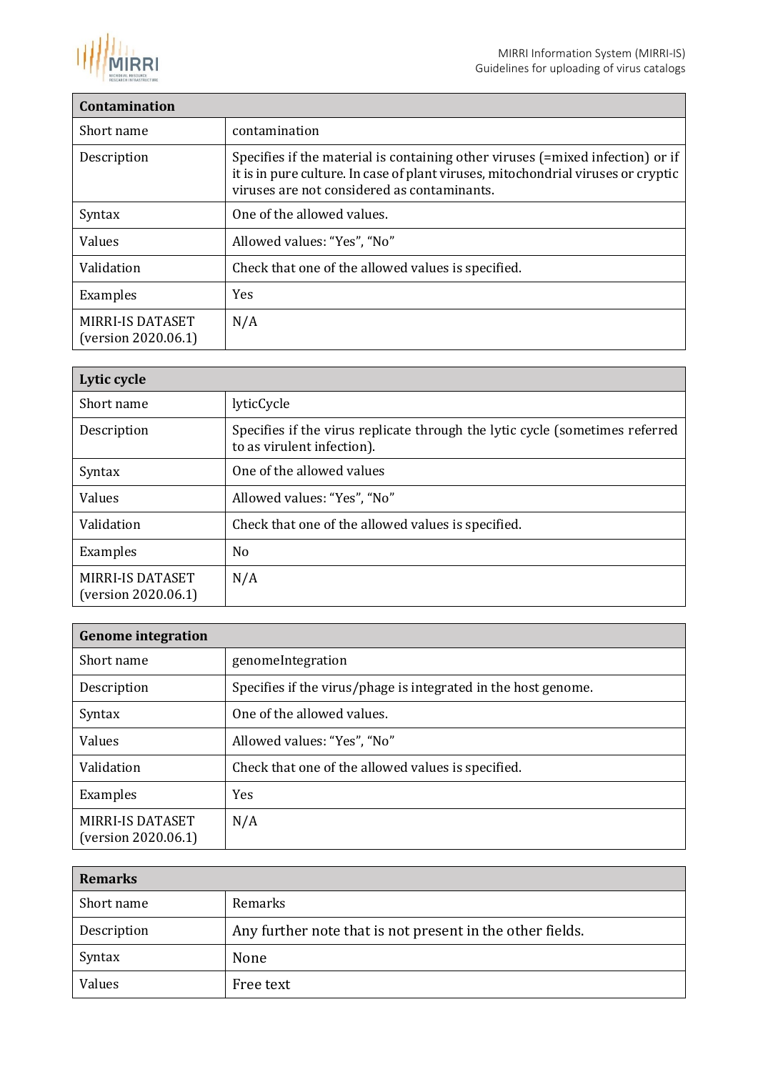| Contamination | |
|---|---|
| Short name | contamination |
| Description | Specifies if the material is containing other viruses (=mixed infection) or if it is in pure culture. In case of plant viruses, mitochondrial viruses or cryptic viruses are not considered as contaminants. |
| Syntax | One of the allowed values. |
| Values | Allowed values: "Yes", "No" |
| Validation | Check that one of the allowed values is specified. |
| Examples | Yes |
| MIRRI-IS DATASET (version 2020.06.1) | N/A |

| Lytic cycle | |
|---|---|
| Short name | lyticCycle |
| Description | Specifies if the virus replicate through the lytic cycle (sometimes referred to as virulent infection). |
| Syntax | One of the allowed values |
| Values | Allowed values: "Yes", "No" |
| Validation | Check that one of the allowed values is specified. |
| Examples | No |
| MIRRI-IS DATASET (version 2020.06.1) | N/A |

| Genome integration | |
|---|---|
| Short name | genomeIntegration |
| Description | Specifies if the virus/phage is integrated in the host genome. |
| Syntax | One of the allowed values. |
| Values | Allowed values: "Yes", "No" |
| Validation | Check that one of the allowed values is specified. |
| Examples | Yes |
| MIRRI-IS DATASET (version 2020.06.1) | N/A |

| Remarks | |
|---|---|
| Short name | Remarks |
| Description | Any further note that is not present in the other fields. |
| Syntax | None |
| Values | Free text |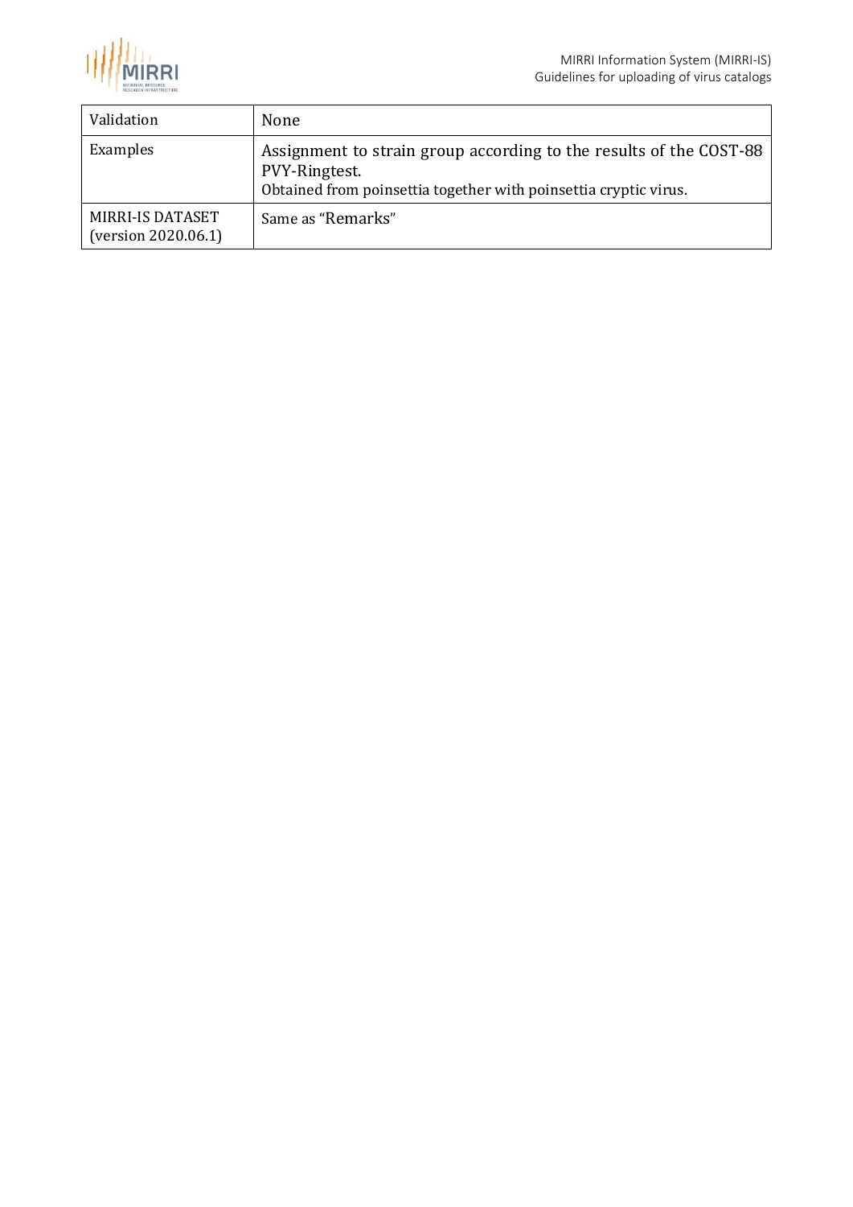| | |
|---|---|
| Validation | None |
| Examples | Assignment to strain group according to the results of the COST-88 PVY-Ringtest.<br>Obtained from poinsettia together with poinsettia cryptic virus. |
| MIRRI-IS DATASET (version 2020.06.1) | Same as “Remarks” |